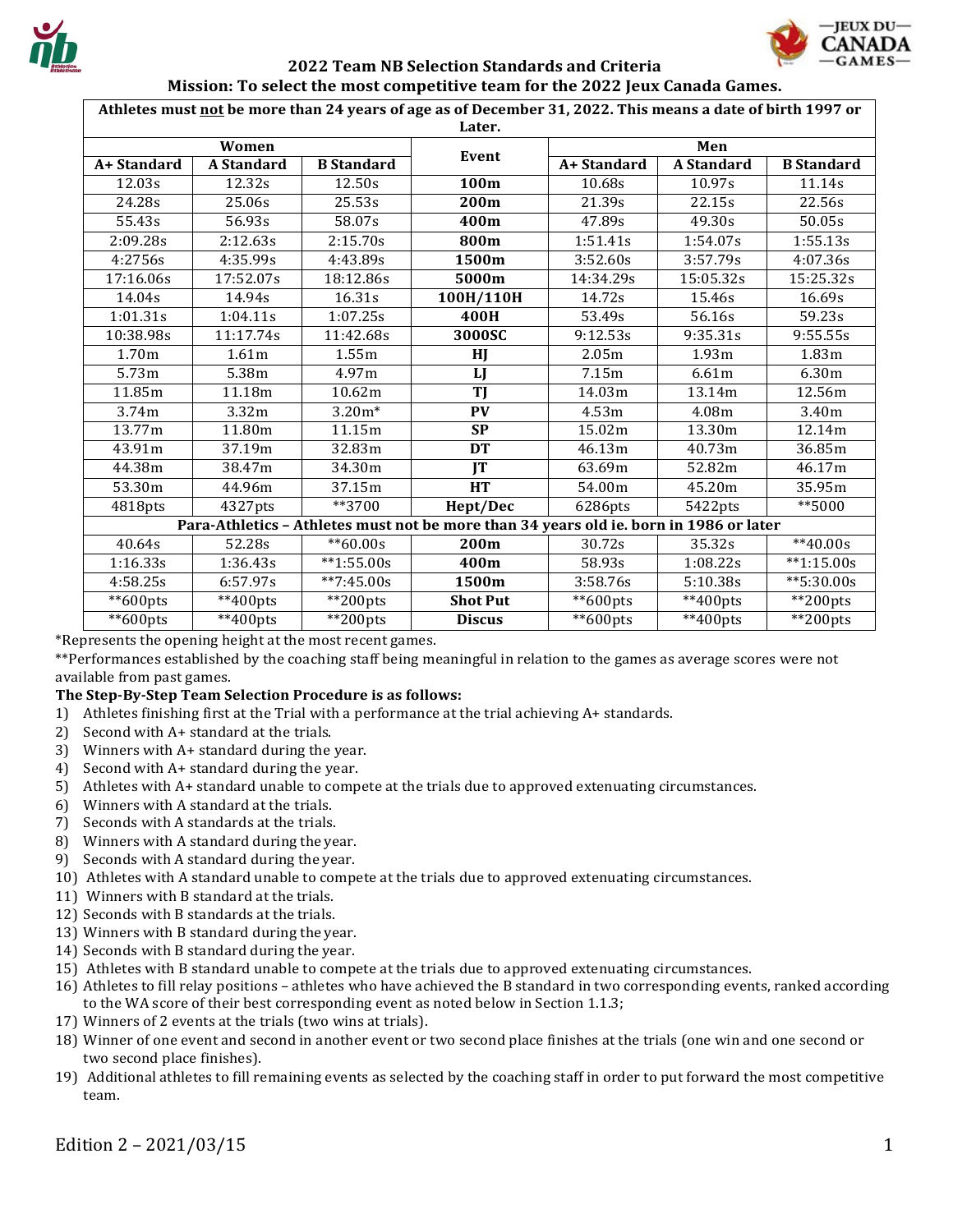## 2022 Team NB Selection Standards and Criteria

### Mission: To select the most competitive team for the 2022 Jeux Canada Games.

| Athletes must not be more than 24 years of age as of December 31, 2022. This means a date of birth 1997 or Later. | | | | | | |
|---|---|---|---|---|---|---|
| Women | | | Event | Men | | |
| A+ Standard | A Standard | B Standard | | A+ Standard | A Standard | B Standard |
| 12.03s | 12.32s | 12.50s | **100m** | 10.68s | 10.97s | 11.14s |
| 24.28s | 25.06s | 25.53s | **200m** | 21.39s | 22.15s | 22.56s |
| 55.43s | 56.93s | 58.07s | **400m** | 47.89s | 49.30s | 50.05s |
| 2:09.28s | 2:12.63s | 2:15.70s | **800m** | 1:51.41s | 1:54.07s | 1:55.13s |
| 4:2756s | 4:35.99s | 4:43.89s | **1500m** | 3:52.60s | 3:57.79s | 4:07.36s |
| 17:16.06s | 17:52.07s | 18:12.86s | **5000m** | 14:34.29s | 15:05.32s | 15:25.32s |
| 14.04s | 14.94s | 16.31s | **100H/110H** | 14.72s | 15.46s | 16.69s |
| 1:01.31s | 1:04.11s | 1:07.25s | **400H** | 53.49s | 56.16s | 59.23s |
| 10:38.98s | 11:17.74s | 11:42.68s | **3000SC** | 9:12.53s | 9:35.31s | 9:55.55s |
| 1.70m | 1.61m | 1.55m | **HJ** | 2.05m | 1.93m | 1.83m |
| 5.73m | 5.38m | 4.97m | **LJ** | 7.15m | 6.61m | 6.30m |
| 11.85m | 11.18m | 10.62m | **TJ** | 14.03m | 13.14m | 12.56m |
| 3.74m | 3.32m | 3.20m* | **PV** | 4.53m | 4.08m | 3.40m |
| 13.77m | 11.80m | 11.15m | **SP** | 15.02m | 13.30m | 12.14m |
| 43.91m | 37.19m | 32.83m | **DT** | 46.13m | 40.73m | 36.85m |
| 44.38m | 38.47m | 34.30m | **JT** | 63.69m | 52.82m | 46.17m |
| 53.30m | 44.96m | 37.15m | **HT** | 54.00m | 45.20m | 35.95m |
| 4818pts | 4327pts | **3700 | **Hept/Dec** | 6286pts | 5422pts | **5000 |
| **Para-Athletics – Athletes must not be more than 34 years old ie. born in 1986 or later** | | | | | | |
| 40.64s | 52.28s | **60.00s | **200m** | 30.72s | 35.32s | **40.00s |
| 1:16.33s | 1:36.43s | **1:55.00s | **400m** | 58.93s | 1:08.22s | **1:15.00s |
| 4:58.25s | 6:57.97s | **7:45.00s | **1500m** | 3:58.76s | 5:10.38s | **5:30.00s |
| **600pts | **400pts | **200pts | **Shot Put** | **600pts | **400pts | **200pts |
| **600pts | **400pts | **200pts | **Discus** | **600pts | **400pts | **200pts |

*Represents the opening height at the most recent games.

**Performances established by the coaching staff being meaningful in relation to the games as average scores were not available from past games.

**The Step-By-Step Team Selection Procedure is as follows:**

1) Athletes finishing first at the Trial with a performance at the trial achieving A+ standards.
2) Second with A+ standard at the trials.
3) Winners with A+ standard during the year.
4) Second with A+ standard during the year.
5) Athletes with A+ standard unable to compete at the trials due to approved extenuating circumstances.
6) Winners with A standard at the trials.
7) Seconds with A standards at the trials.
8) Winners with A standard during the year.
9) Seconds with A standard during the year.
10) Athletes with A standard unable to compete at the trials due to approved extenuating circumstances.
11) Winners with B standard at the trials.
12) Seconds with B standards at the trials.
13) Winners with B standard during the year.
14) Seconds with B standard during the year.
15) Athletes with B standard unable to compete at the trials due to approved extenuating circumstances.
16) Athletes to fill relay positions – athletes who have achieved the B standard in two corresponding events, ranked according to the WA score of their best corresponding event as noted below in Section 1.1.3;
17) Winners of 2 events at the trials (two wins at trials).
18) Winner of one event and second in another event or two second place finishes at the trials (one win and one second or two second place finishes).
19) Additional athletes to fill remaining events as selected by the coaching staff in order to put forward the most competitive team.

Edition 2 – 2021/03/15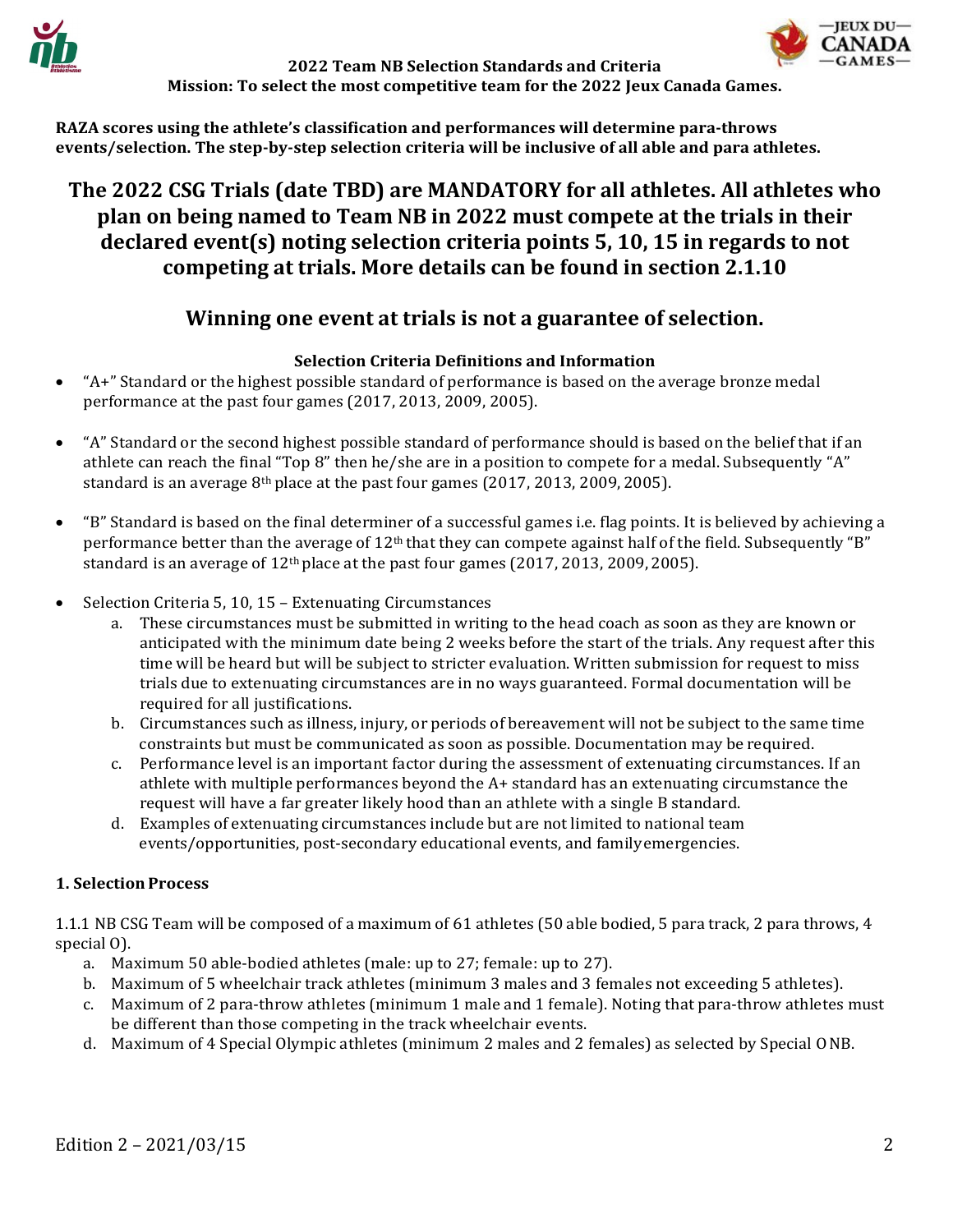**2022 Team NB Selection Standards and Criteria**
**Mission: To select the most competitive team for the 2022 Jeux Canada Games.**

**RAZA scores using the athlete's classification and performances will determine para-throws events/selection. The step-by-step selection criteria will be inclusive of all able and para athletes.**

## The 2022 CSG Trials (date TBD) are MANDATORY for all athletes. All athletes who plan on being named to Team NB in 2022 must compete at the trials in their declared event(s) noting selection criteria points 5, 10, 15 in regards to not competing at trials. More details can be found in section 2.1.10

## Winning one event at trials is not a guarantee of selection.

### Selection Criteria Definitions and Information

- "A+" Standard or the highest possible standard of performance is based on the average bronze medal performance at the past four games (2017, 2013, 2009, 2005).
- "A" Standard or the second highest possible standard of performance should is based on the belief that if an athlete can reach the final "Top 8" then he/she are in a position to compete for a medal. Subsequently "A" standard is an average 8th place at the past four games (2017, 2013, 2009, 2005).
- "B" Standard is based on the final determiner of a successful games i.e. flag points. It is believed by achieving a performance better than the average of 12th that they can compete against half of the field. Subsequently "B" standard is an average of 12th place at the past four games (2017, 2013, 2009, 2005).
- Selection Criteria 5, 10, 15 – Extenuating Circumstances
  a. These circumstances must be submitted in writing to the head coach as soon as they are known or anticipated with the minimum date being 2 weeks before the start of the trials. Any request after this time will be heard but will be subject to stricter evaluation. Written submission for request to miss trials due to extenuating circumstances are in no ways guaranteed. Formal documentation will be required for all justifications.
  b. Circumstances such as illness, injury, or periods of bereavement will not be subject to the same time constraints but must be communicated as soon as possible. Documentation may be required.
  c. Performance level is an important factor during the assessment of extenuating circumstances. If an athlete with multiple performances beyond the A+ standard has an extenuating circumstance the request will have a far greater likely hood than an athlete with a single B standard.
  d. Examples of extenuating circumstances include but are not limited to national team events/opportunities, post-secondary educational events, and family emergencies.

### 1. Selection Process

1.1.1 NB CSG Team will be composed of a maximum of 61 athletes (50 able bodied, 5 para track, 2 para throws, 4 special O).

a. Maximum 50 able-bodied athletes (male: up to 27; female: up to 27).
b. Maximum of 5 wheelchair track athletes (minimum 3 males and 3 females not exceeding 5 athletes).
c. Maximum of 2 para-throw athletes (minimum 1 male and 1 female). Noting that para-throw athletes must be different than those competing in the track wheelchair events.
d. Maximum of 4 Special Olympic athletes (minimum 2 males and 2 females) as selected by Special O NB.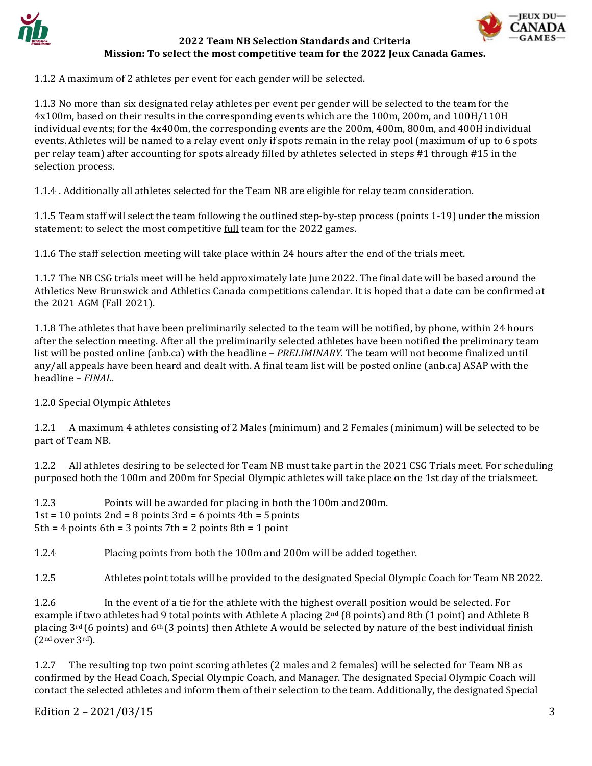1.1.2 A maximum of 2 athletes per event for each gender will be selected.

1.1.3 No more than six designated relay athletes per event per gender will be selected to the team for the 4x100m, based on their results in the corresponding events which are the 100m, 200m, and 100H/110H individual events; for the 4x400m, the corresponding events are the 200m, 400m, 800m, and 400H individual events. Athletes will be named to a relay event only if spots remain in the relay pool (maximum of up to 6 spots per relay team) after accounting for spots already filled by athletes selected in steps #1 through #15 in the selection process.

1.1.4 . Additionally all athletes selected for the Team NB are eligible for relay team consideration.

1.1.5 Team staff will select the team following the outlined step-by-step process (points 1-19) under the mission statement: to select the most competitive full team for the 2022 games.

1.1.6 The staff selection meeting will take place within 24 hours after the end of the trials meet.

1.1.7 The NB CSG trials meet will be held approximately late June 2022. The final date will be based around the Athletics New Brunswick and Athletics Canada competitions calendar. It is hoped that a date can be confirmed at the 2021 AGM (Fall 2021).

1.1.8 The athletes that have been preliminarily selected to the team will be notified, by phone, within 24 hours after the selection meeting. After all the preliminarily selected athletes have been notified the preliminary team list will be posted online (anb.ca) with the headline – *PRELIMINARY.* The team will not become finalized until any/all appeals have been heard and dealt with. A final team list will be posted online (anb.ca) ASAP with the headline – *FINAL*.

1.2.0 Special Olympic Athletes

1.2.1 A maximum 4 athletes consisting of 2 Males (minimum) and 2 Females (minimum) will be selected to be part of Team NB.

1.2.2 All athletes desiring to be selected for Team NB must take part in the 2021 CSG Trials meet. For scheduling purposed both the 100m and 200m for Special Olympic athletes will take place on the 1st day of the trialsmeet.

1.2.3 Points will be awarded for placing in both the 100m and200m.
1st = 10 points 2nd = 8 points 3rd = 6 points 4th = 5 points
5th = 4 points 6th = 3 points 7th = 2 points 8th = 1 point

1.2.4 Placing points from both the 100m and 200m will be added together.

1.2.5 Athletes point totals will be provided to the designated Special Olympic Coach for Team NB 2022.

1.2.6 In the event of a tie for the athlete with the highest overall position would be selected. For example if two athletes had 9 total points with Athlete A placing 2nd (8 points) and 8th (1 point) and Athlete B placing 3rd (6 points) and 6th (3 points) then Athlete A would be selected by nature of the best individual finish (2nd over 3rd).

1.2.7 The resulting top two point scoring athletes (2 males and 2 females) will be selected for Team NB as confirmed by the Head Coach, Special Olympic Coach, and Manager. The designated Special Olympic Coach will contact the selected athletes and inform them of their selection to the team. Additionally, the designated Special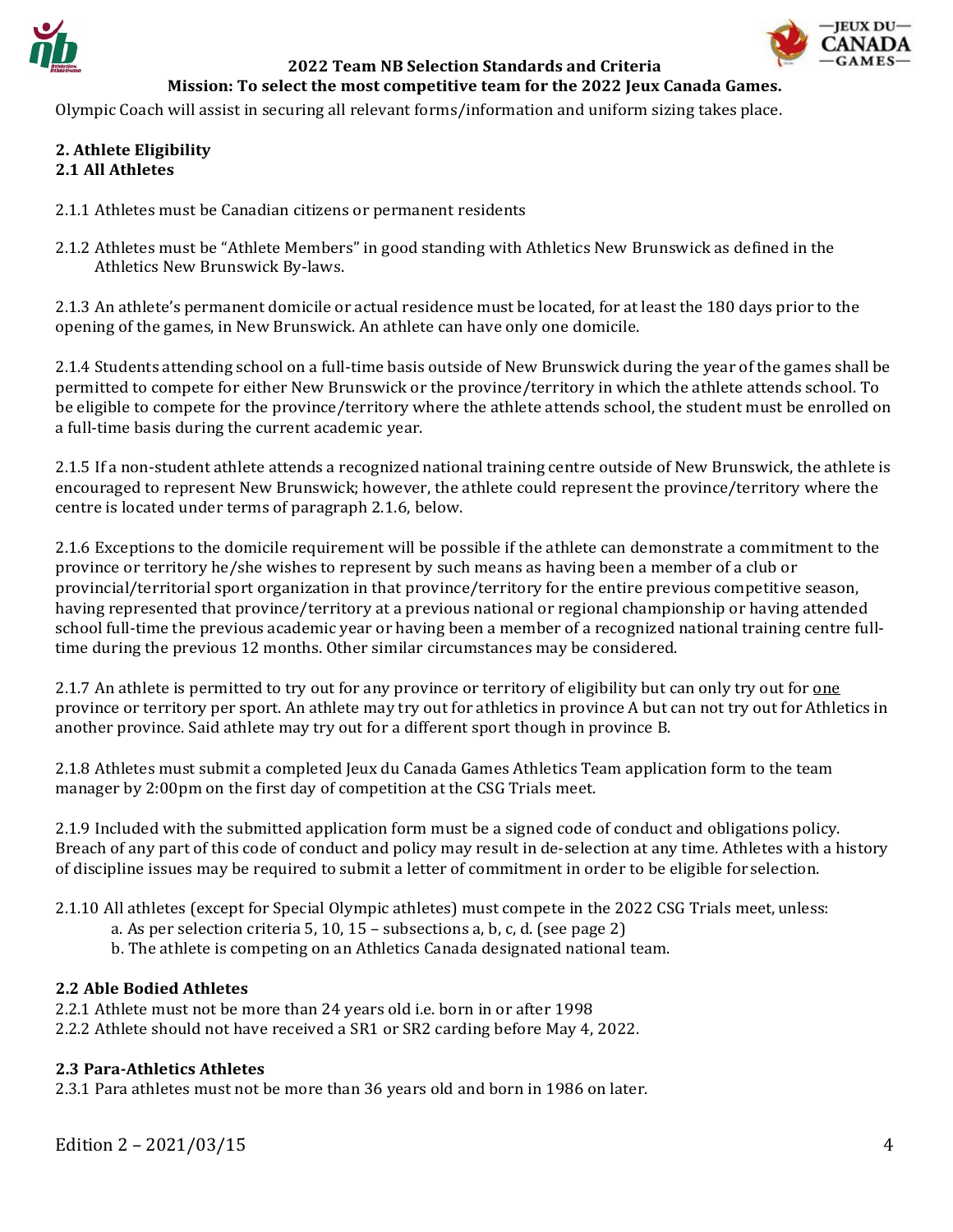Olympic Coach will assist in securing all relevant forms/information and uniform sizing takes place.

**2. Athlete Eligibility**
**2.1 All Athletes**

2.1.1 Athletes must be Canadian citizens or permanent residents

2.1.2 Athletes must be "Athlete Members" in good standing with Athletics New Brunswick as defined in the Athletics New Brunswick By-laws.

2.1.3 An athlete's permanent domicile or actual residence must be located, for at least the 180 days prior to the opening of the games, in New Brunswick. An athlete can have only one domicile.

2.1.4 Students attending school on a full-time basis outside of New Brunswick during the year of the games shall be permitted to compete for either New Brunswick or the province/territory in which the athlete attends school. To be eligible to compete for the province/territory where the athlete attends school, the student must be enrolled on a full-time basis during the current academic year.

2.1.5 If a non-student athlete attends a recognized national training centre outside of New Brunswick, the athlete is encouraged to represent New Brunswick; however, the athlete could represent the province/territory where the centre is located under terms of paragraph 2.1.6, below.

2.1.6 Exceptions to the domicile requirement will be possible if the athlete can demonstrate a commitment to the province or territory he/she wishes to represent by such means as having been a member of a club or provincial/territorial sport organization in that province/territory for the entire previous competitive season, having represented that province/territory at a previous national or regional championship or having attended school full-time the previous academic year or having been a member of a recognized national training centre full-time during the previous 12 months. Other similar circumstances may be considered.

2.1.7 An athlete is permitted to try out for any province or territory of eligibility but can only try out for one province or territory per sport. An athlete may try out for athletics in province A but can not try out for Athletics in another province. Said athlete may try out for a different sport though in province B.

2.1.8 Athletes must submit a completed Jeux du Canada Games Athletics Team application form to the team manager by 2:00pm on the first day of competition at the CSG Trials meet.

2.1.9 Included with the submitted application form must be a signed code of conduct and obligations policy. Breach of any part of this code of conduct and policy may result in de-selection at any time. Athletes with a history of discipline issues may be required to submit a letter of commitment in order to be eligible for selection.

2.1.10 All athletes (except for Special Olympic athletes) must compete in the 2022 CSG Trials meet, unless:
- a. As per selection criteria 5, 10, 15 – subsections a, b, c, d. (see page 2)
- b. The athlete is competing on an Athletics Canada designated national team.

**2.2 Able Bodied Athletes**

2.2.1 Athlete must not be more than 24 years old i.e. born in or after 1998
2.2.2 Athlete should not have received a SR1 or SR2 carding before May 4, 2022.

**2.3 Para-Athletics Athletes**

2.3.1 Para athletes must not be more than 36 years old and born in 1986 on later.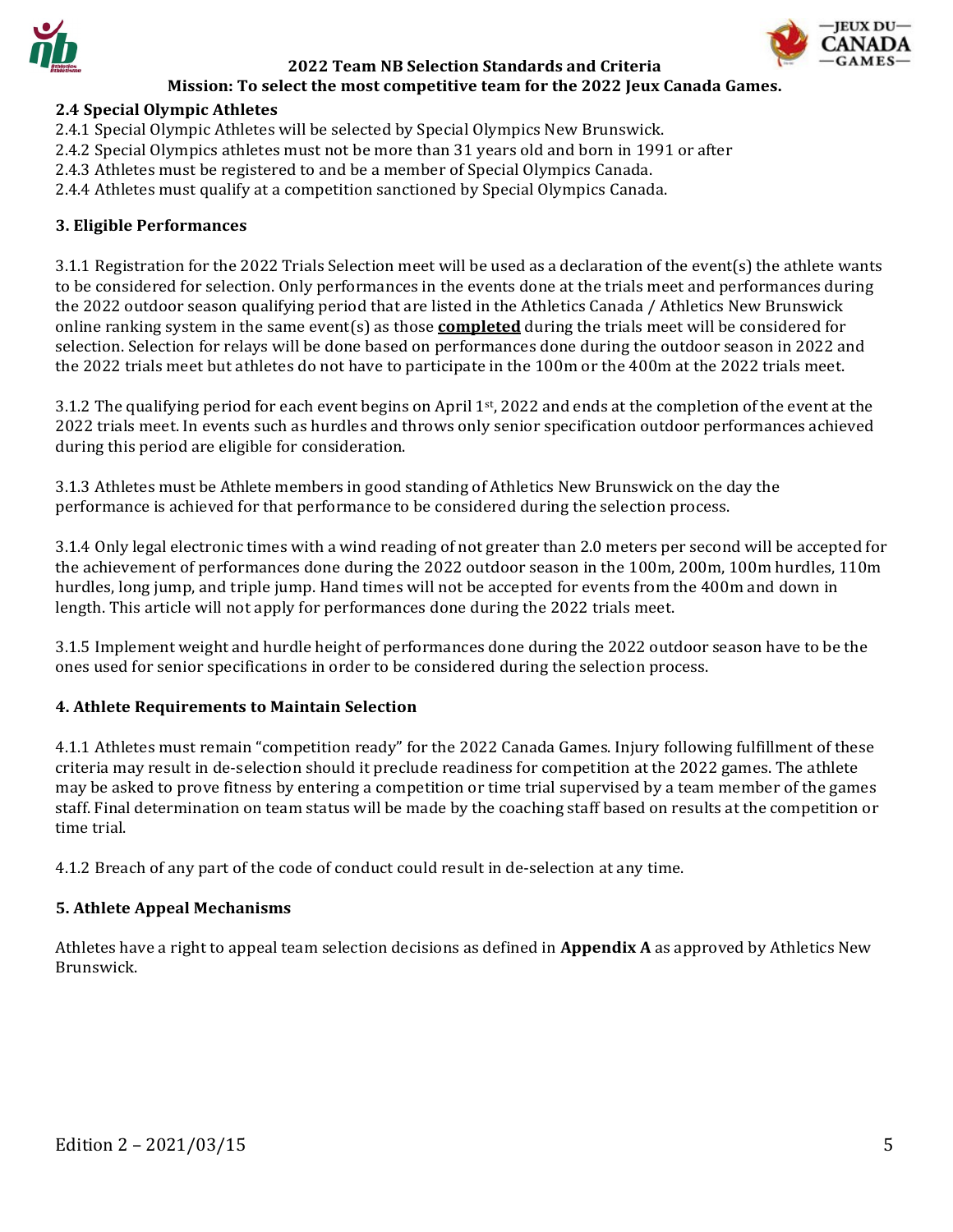### 2.4 Special Olympic Athletes

2.4.1 Special Olympic Athletes will be selected by Special Olympics New Brunswick.
2.4.2 Special Olympics athletes must not be more than 31 years old and born in 1991 or after
2.4.3 Athletes must be registered to and be a member of Special Olympics Canada.
2.4.4 Athletes must qualify at a competition sanctioned by Special Olympics Canada.

### 3. Eligible Performances

3.1.1 Registration for the 2022 Trials Selection meet will be used as a declaration of the event(s) the athlete wants to be considered for selection. Only performances in the events done at the trials meet and performances during the 2022 outdoor season qualifying period that are listed in the Athletics Canada / Athletics New Brunswick online ranking system in the same event(s) as those <u>**completed**</u> during the trials meet will be considered for selection. Selection for relays will be done based on performances done during the outdoor season in 2022 and the 2022 trials meet but athletes do not have to participate in the 100m or the 400m at the 2022 trials meet.

3.1.2 The qualifying period for each event begins on April 1st, 2022 and ends at the completion of the event at the 2022 trials meet. In events such as hurdles and throws only senior specification outdoor performances achieved during this period are eligible for consideration.

3.1.3 Athletes must be Athlete members in good standing of Athletics New Brunswick on the day the performance is achieved for that performance to be considered during the selection process.

3.1.4 Only legal electronic times with a wind reading of not greater than 2.0 meters per second will be accepted for the achievement of performances done during the 2022 outdoor season in the 100m, 200m, 100m hurdles, 110m hurdles, long jump, and triple jump. Hand times will not be accepted for events from the 400m and down in length. This article will not apply for performances done during the 2022 trials meet.

3.1.5 Implement weight and hurdle height of performances done during the 2022 outdoor season have to be the ones used for senior specifications in order to be considered during the selection process.

### 4. Athlete Requirements to Maintain Selection

4.1.1 Athletes must remain "competition ready" for the 2022 Canada Games. Injury following fulfillment of these criteria may result in de-selection should it preclude readiness for competition at the 2022 games. The athlete may be asked to prove fitness by entering a competition or time trial supervised by a team member of the games staff. Final determination on team status will be made by the coaching staff based on results at the competition or time trial.

4.1.2 Breach of any part of the code of conduct could result in de-selection at any time.

### 5. Athlete Appeal Mechanisms

Athletes have a right to appeal team selection decisions as defined in **Appendix A** as approved by Athletics New Brunswick.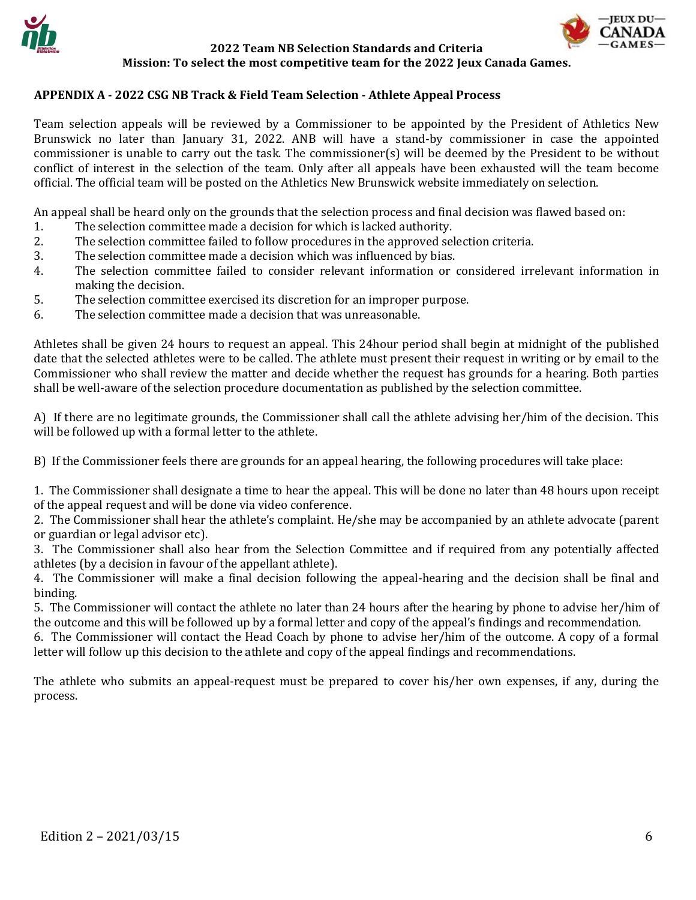2022 Team NB Selection Standards and Criteria

**Mission: To select the most competitive team for the 2022 Jeux Canada Games.**

## APPENDIX A - 2022 CSG NB Track & Field Team Selection - Athlete Appeal Process

Team selection appeals will be reviewed by a Commissioner to be appointed by the President of Athletics New Brunswick no later than January 31, 2022. ANB will have a stand-by commissioner in case the appointed commissioner is unable to carry out the task. The commissioner(s) will be deemed by the President to be without conflict of interest in the selection of the team. Only after all appeals have been exhausted will the team become official. The official team will be posted on the Athletics New Brunswick website immediately on selection.

An appeal shall be heard only on the grounds that the selection process and final decision was flawed based on:

1. The selection committee made a decision for which is lacked authority.
2. The selection committee failed to follow procedures in the approved selection criteria.
3. The selection committee made a decision which was influenced by bias.
4. The selection committee failed to consider relevant information or considered irrelevant information in making the decision.
5. The selection committee exercised its discretion for an improper purpose.
6. The selection committee made a decision that was unreasonable.

Athletes shall be given 24 hours to request an appeal. This 24hour period shall begin at midnight of the published date that the selected athletes were to be called. The athlete must present their request in writing or by email to the Commissioner who shall review the matter and decide whether the request has grounds for a hearing. Both parties shall be well-aware of the selection procedure documentation as published by the selection committee.

A) If there are no legitimate grounds, the Commissioner shall call the athlete advising her/him of the decision. This will be followed up with a formal letter to the athlete.

B) If the Commissioner feels there are grounds for an appeal hearing, the following procedures will take place:

1. The Commissioner shall designate a time to hear the appeal. This will be done no later than 48 hours upon receipt of the appeal request and will be done via video conference.
2. The Commissioner shall hear the athlete's complaint. He/she may be accompanied by an athlete advocate (parent or guardian or legal advisor etc).
3. The Commissioner shall also hear from the Selection Committee and if required from any potentially affected athletes (by a decision in favour of the appellant athlete).
4. The Commissioner will make a final decision following the appeal-hearing and the decision shall be final and binding.
5. The Commissioner will contact the athlete no later than 24 hours after the hearing by phone to advise her/him of the outcome and this will be followed up by a formal letter and copy of the appeal's findings and recommendation.
6. The Commissioner will contact the Head Coach by phone to advise her/him of the outcome. A copy of a formal letter will follow up this decision to the athlete and copy of the appeal findings and recommendations.

The athlete who submits an appeal-request must be prepared to cover his/her own expenses, if any, during the process.

Edition 2 – 2021/03/15